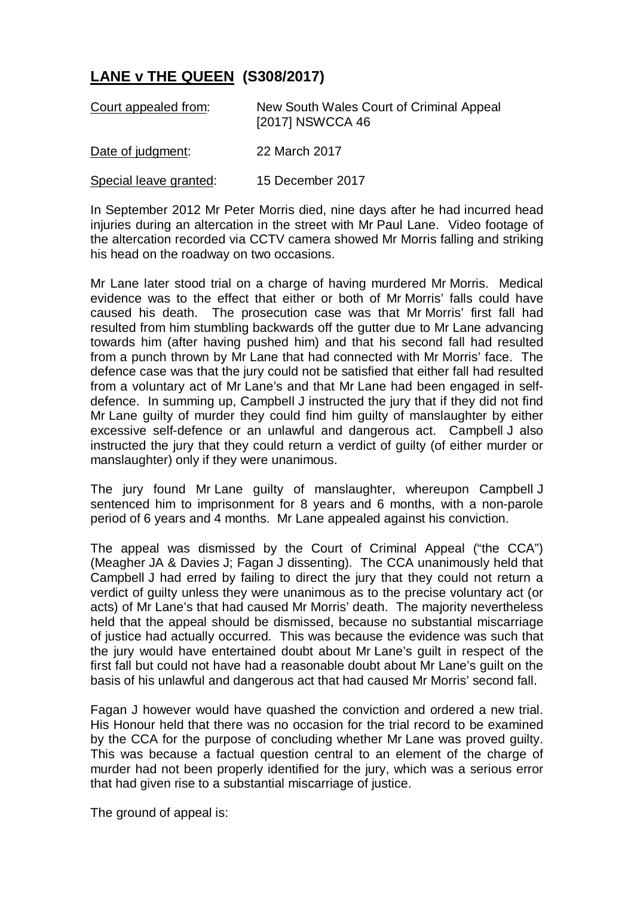# **LANE v THE QUEEN (S308/2017)**

| | |
|---|---|
| Court appealed from: | New South Wales Court of Criminal Appeal [2017] NSWCCA 46 |
| Date of judgment: | 22 March 2017 |
| Special leave granted: | 15 December 2017 |

In September 2012 Mr Peter Morris died, nine days after he had incurred head injuries during an altercation in the street with Mr Paul Lane. Video footage of the altercation recorded via CCTV camera showed Mr Morris falling and striking his head on the roadway on two occasions.

Mr Lane later stood trial on a charge of having murdered Mr Morris. Medical evidence was to the effect that either or both of Mr Morris' falls could have caused his death. The prosecution case was that Mr Morris' first fall had resulted from him stumbling backwards off the gutter due to Mr Lane advancing towards him (after having pushed him) and that his second fall had resulted from a punch thrown by Mr Lane that had connected with Mr Morris' face. The defence case was that the jury could not be satisfied that either fall had resulted from a voluntary act of Mr Lane's and that Mr Lane had been engaged in self-defence. In summing up, Campbell J instructed the jury that if they did not find Mr Lane guilty of murder they could find him guilty of manslaughter by either excessive self-defence or an unlawful and dangerous act. Campbell J also instructed the jury that they could return a verdict of guilty (of either murder or manslaughter) only if they were unanimous.

The jury found Mr Lane guilty of manslaughter, whereupon Campbell J sentenced him to imprisonment for 8 years and 6 months, with a non-parole period of 6 years and 4 months. Mr Lane appealed against his conviction.

The appeal was dismissed by the Court of Criminal Appeal ("the CCA") (Meagher JA & Davies J; Fagan J dissenting). The CCA unanimously held that Campbell J had erred by failing to direct the jury that they could not return a verdict of guilty unless they were unanimous as to the precise voluntary act (or acts) of Mr Lane's that had caused Mr Morris' death. The majority nevertheless held that the appeal should be dismissed, because no substantial miscarriage of justice had actually occurred. This was because the evidence was such that the jury would have entertained doubt about Mr Lane's guilt in respect of the first fall but could not have had a reasonable doubt about Mr Lane's guilt on the basis of his unlawful and dangerous act that had caused Mr Morris' second fall.

Fagan J however would have quashed the conviction and ordered a new trial. His Honour held that there was no occasion for the trial record to be examined by the CCA for the purpose of concluding whether Mr Lane was proved guilty. This was because a factual question central to an element of the charge of murder had not been properly identified for the jury, which was a serious error that had given rise to a substantial miscarriage of justice.

The ground of appeal is: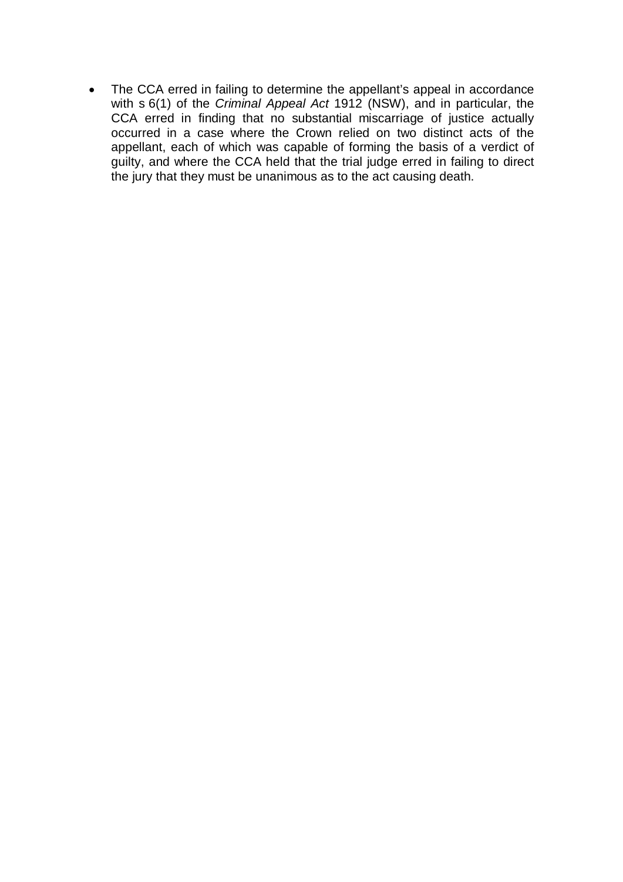- The CCA erred in failing to determine the appellant's appeal in accordance with s 6(1) of the *Criminal Appeal Act* 1912 (NSW), and in particular, the CCA erred in finding that no substantial miscarriage of justice actually occurred in a case where the Crown relied on two distinct acts of the appellant, each of which was capable of forming the basis of a verdict of guilty, and where the CCA held that the trial judge erred in failing to direct the jury that they must be unanimous as to the act causing death.